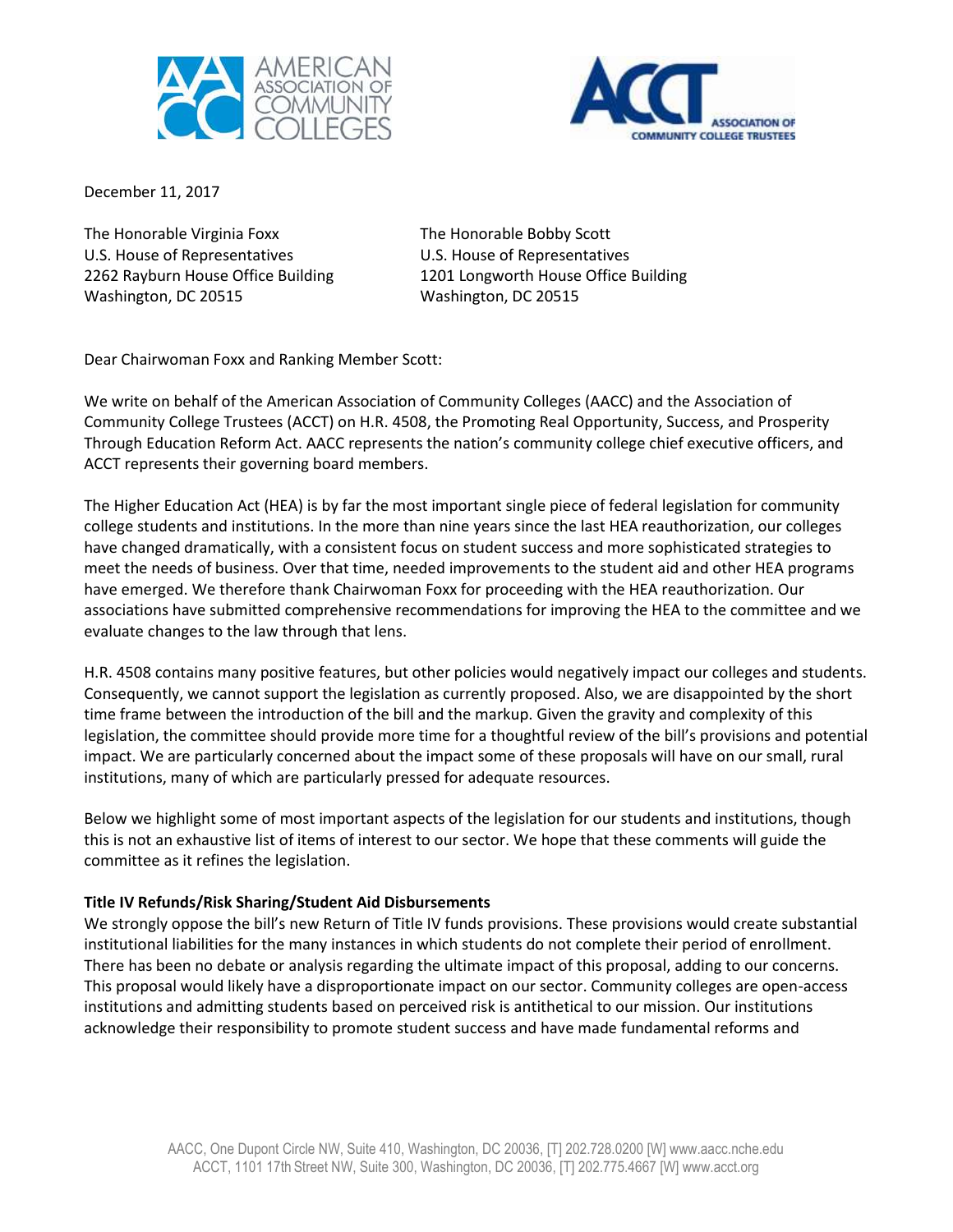December 11, 2017

The Honorable Virginia Foxx
U.S. House of Representatives
2262 Rayburn House Office Building
Washington, DC 20515

The Honorable Bobby Scott
U.S. House of Representatives
1201 Longworth House Office Building
Washington, DC 20515

Dear Chairwoman Foxx and Ranking Member Scott:

We write on behalf of the American Association of Community Colleges (AACC) and the Association of Community College Trustees (ACCT) on H.R. 4508, the Promoting Real Opportunity, Success, and Prosperity Through Education Reform Act. AACC represents the nation's community college chief executive officers, and ACCT represents their governing board members.

The Higher Education Act (HEA) is by far the most important single piece of federal legislation for community college students and institutions. In the more than nine years since the last HEA reauthorization, our colleges have changed dramatically, with a consistent focus on student success and more sophisticated strategies to meet the needs of business. Over that time, needed improvements to the student aid and other HEA programs have emerged. We therefore thank Chairwoman Foxx for proceeding with the HEA reauthorization. Our associations have submitted comprehensive recommendations for improving the HEA to the committee and we evaluate changes to the law through that lens.

H.R. 4508 contains many positive features, but other policies would negatively impact our colleges and students. Consequently, we cannot support the legislation as currently proposed. Also, we are disappointed by the short time frame between the introduction of the bill and the markup. Given the gravity and complexity of this legislation, the committee should provide more time for a thoughtful review of the bill's provisions and potential impact. We are particularly concerned about the impact some of these proposals will have on our small, rural institutions, many of which are particularly pressed for adequate resources.

Below we highlight some of most important aspects of the legislation for our students and institutions, though this is not an exhaustive list of items of interest to our sector. We hope that these comments will guide the committee as it refines the legislation.

**Title IV Refunds/Risk Sharing/Student Aid Disbursements**

We strongly oppose the bill's new Return of Title IV funds provisions. These provisions would create substantial institutional liabilities for the many instances in which students do not complete their period of enrollment. There has been no debate or analysis regarding the ultimate impact of this proposal, adding to our concerns. This proposal would likely have a disproportionate impact on our sector. Community colleges are open-access institutions and admitting students based on perceived risk is antithetical to our mission. Our institutions acknowledge their responsibility to promote student success and have made fundamental reforms and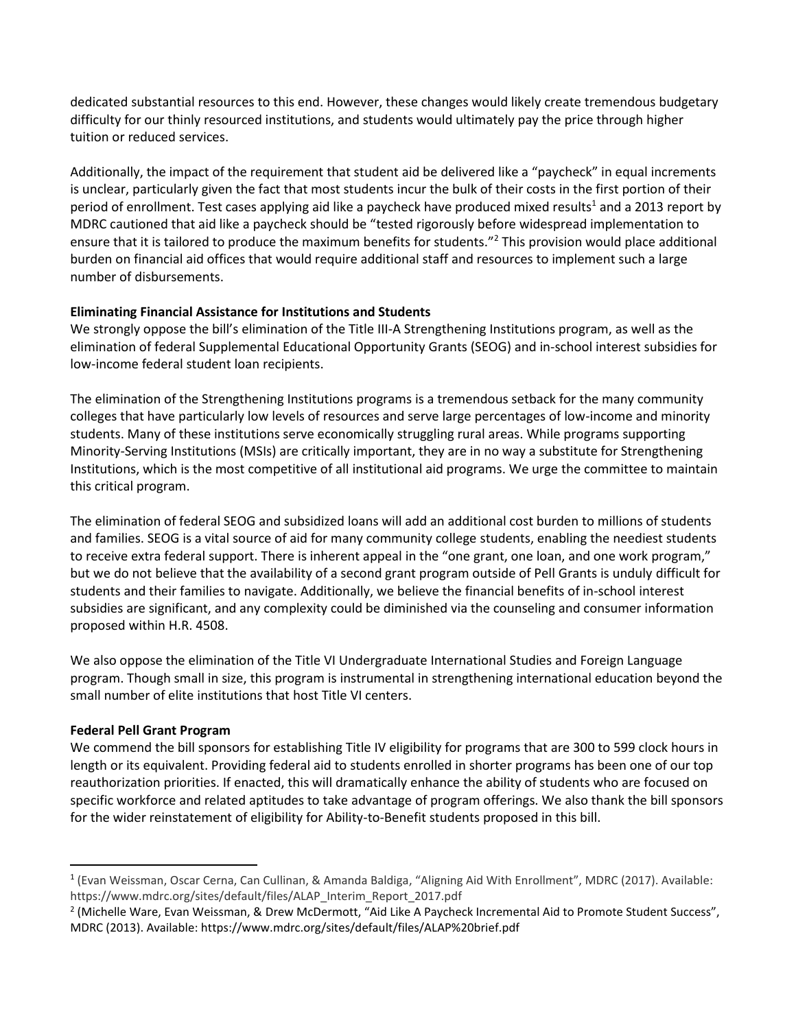dedicated substantial resources to this end. However, these changes would likely create tremendous budgetary difficulty for our thinly resourced institutions, and students would ultimately pay the price through higher tuition or reduced services.

Additionally, the impact of the requirement that student aid be delivered like a "paycheck" in equal increments is unclear, particularly given the fact that most students incur the bulk of their costs in the first portion of their period of enrollment. Test cases applying aid like a paycheck have produced mixed results[1] and a 2013 report by MDRC cautioned that aid like a paycheck should be "tested rigorously before widespread implementation to ensure that it is tailored to produce the maximum benefits for students."[2] This provision would place additional burden on financial aid offices that would require additional staff and resources to implement such a large number of disbursements.

**Eliminating Financial Assistance for Institutions and Students**

We strongly oppose the bill's elimination of the Title III-A Strengthening Institutions program, as well as the elimination of federal Supplemental Educational Opportunity Grants (SEOG) and in-school interest subsidies for low-income federal student loan recipients.

The elimination of the Strengthening Institutions programs is a tremendous setback for the many community colleges that have particularly low levels of resources and serve large percentages of low-income and minority students. Many of these institutions serve economically struggling rural areas. While programs supporting Minority-Serving Institutions (MSIs) are critically important, they are in no way a substitute for Strengthening Institutions, which is the most competitive of all institutional aid programs. We urge the committee to maintain this critical program.

The elimination of federal SEOG and subsidized loans will add an additional cost burden to millions of students and families. SEOG is a vital source of aid for many community college students, enabling the neediest students to receive extra federal support. There is inherent appeal in the "one grant, one loan, and one work program," but we do not believe that the availability of a second grant program outside of Pell Grants is unduly difficult for students and their families to navigate. Additionally, we believe the financial benefits of in-school interest subsidies are significant, and any complexity could be diminished via the counseling and consumer information proposed within H.R. 4508.

We also oppose the elimination of the Title VI Undergraduate International Studies and Foreign Language program. Though small in size, this program is instrumental in strengthening international education beyond the small number of elite institutions that host Title VI centers.

**Federal Pell Grant Program**

We commend the bill sponsors for establishing Title IV eligibility for programs that are 300 to 599 clock hours in length or its equivalent. Providing federal aid to students enrolled in shorter programs has been one of our top reauthorization priorities. If enacted, this will dramatically enhance the ability of students who are focused on specific workforce and related aptitudes to take advantage of program offerings. We also thank the bill sponsors for the wider reinstatement of eligibility for Ability-to-Benefit students proposed in this bill.

---

[1] (Evan Weissman, Oscar Cerna, Can Cullinan, & Amanda Baldiga, "Aligning Aid With Enrollment", MDRC (2017). Available: https://www.mdrc.org/sites/default/files/ALAP_Interim_Report_2017.pdf

[2] (Michelle Ware, Evan Weissman, & Drew McDermott, "Aid Like A Paycheck Incremental Aid to Promote Student Success", MDRC (2013). Available: https://www.mdrc.org/sites/default/files/ALAP%20brief.pdf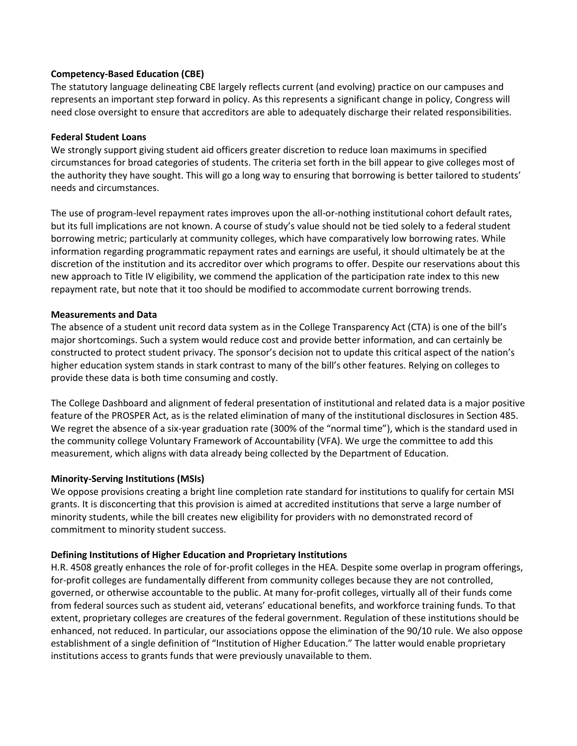**Competency-Based Education (CBE)**

The statutory language delineating CBE largely reflects current (and evolving) practice on our campuses and represents an important step forward in policy. As this represents a significant change in policy, Congress will need close oversight to ensure that accreditors are able to adequately discharge their related responsibilities.

**Federal Student Loans**

We strongly support giving student aid officers greater discretion to reduce loan maximums in specified circumstances for broad categories of students. The criteria set forth in the bill appear to give colleges most of the authority they have sought. This will go a long way to ensuring that borrowing is better tailored to students' needs and circumstances.

The use of program-level repayment rates improves upon the all-or-nothing institutional cohort default rates, but its full implications are not known. A course of study's value should not be tied solely to a federal student borrowing metric; particularly at community colleges, which have comparatively low borrowing rates. While information regarding programmatic repayment rates and earnings are useful, it should ultimately be at the discretion of the institution and its accreditor over which programs to offer. Despite our reservations about this new approach to Title IV eligibility, we commend the application of the participation rate index to this new repayment rate, but note that it too should be modified to accommodate current borrowing trends.

**Measurements and Data**

The absence of a student unit record data system as in the College Transparency Act (CTA) is one of the bill's major shortcomings. Such a system would reduce cost and provide better information, and can certainly be constructed to protect student privacy. The sponsor's decision not to update this critical aspect of the nation's higher education system stands in stark contrast to many of the bill's other features. Relying on colleges to provide these data is both time consuming and costly.

The College Dashboard and alignment of federal presentation of institutional and related data is a major positive feature of the PROSPER Act, as is the related elimination of many of the institutional disclosures in Section 485. We regret the absence of a six-year graduation rate (300% of the "normal time"), which is the standard used in the community college Voluntary Framework of Accountability (VFA). We urge the committee to add this measurement, which aligns with data already being collected by the Department of Education.

**Minority-Serving Institutions (MSIs)**

We oppose provisions creating a bright line completion rate standard for institutions to qualify for certain MSI grants. It is disconcerting that this provision is aimed at accredited institutions that serve a large number of minority students, while the bill creates new eligibility for providers with no demonstrated record of commitment to minority student success.

**Defining Institutions of Higher Education and Proprietary Institutions**

H.R. 4508 greatly enhances the role of for-profit colleges in the HEA. Despite some overlap in program offerings, for-profit colleges are fundamentally different from community colleges because they are not controlled, governed, or otherwise accountable to the public. At many for-profit colleges, virtually all of their funds come from federal sources such as student aid, veterans' educational benefits, and workforce training funds. To that extent, proprietary colleges are creatures of the federal government. Regulation of these institutions should be enhanced, not reduced. In particular, our associations oppose the elimination of the 90/10 rule. We also oppose establishment of a single definition of "Institution of Higher Education." The latter would enable proprietary institutions access to grants funds that were previously unavailable to them.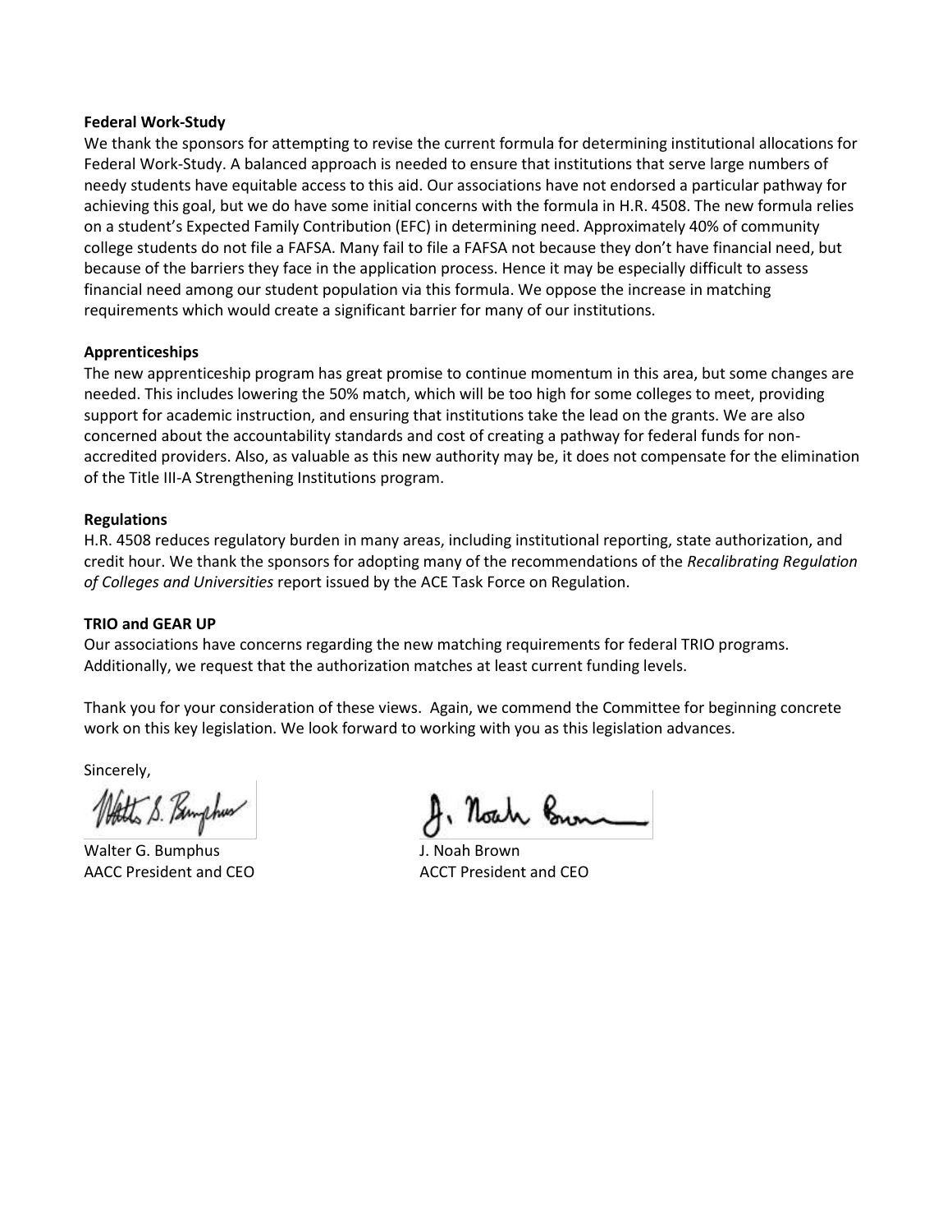**Federal Work-Study**

We thank the sponsors for attempting to revise the current formula for determining institutional allocations for Federal Work-Study. A balanced approach is needed to ensure that institutions that serve large numbers of needy students have equitable access to this aid. Our associations have not endorsed a particular pathway for achieving this goal, but we do have some initial concerns with the formula in H.R. 4508. The new formula relies on a student's Expected Family Contribution (EFC) in determining need. Approximately 40% of community college students do not file a FAFSA. Many fail to file a FAFSA not because they don't have financial need, but because of the barriers they face in the application process. Hence it may be especially difficult to assess financial need among our student population via this formula. We oppose the increase in matching requirements which would create a significant barrier for many of our institutions.

**Apprenticeships**

The new apprenticeship program has great promise to continue momentum in this area, but some changes are needed. This includes lowering the 50% match, which will be too high for some colleges to meet, providing support for academic instruction, and ensuring that institutions take the lead on the grants. We are also concerned about the accountability standards and cost of creating a pathway for federal funds for non-accredited providers. Also, as valuable as this new authority may be, it does not compensate for the elimination of the Title III-A Strengthening Institutions program.

**Regulations**

H.R. 4508 reduces regulatory burden in many areas, including institutional reporting, state authorization, and credit hour. We thank the sponsors for adopting many of the recommendations of the *Recalibrating Regulation of Colleges and Universities* report issued by the ACE Task Force on Regulation.

**TRIO and GEAR UP**

Our associations have concerns regarding the new matching requirements for federal TRIO programs. Additionally, we request that the authorization matches at least current funding levels.

Thank you for your consideration of these views. Again, we commend the Committee for beginning concrete work on this key legislation. We look forward to working with you as this legislation advances.

Sincerely,

Walter G. Bumphus
AACC President and CEO

J. Noah Brown
ACCT President and CEO